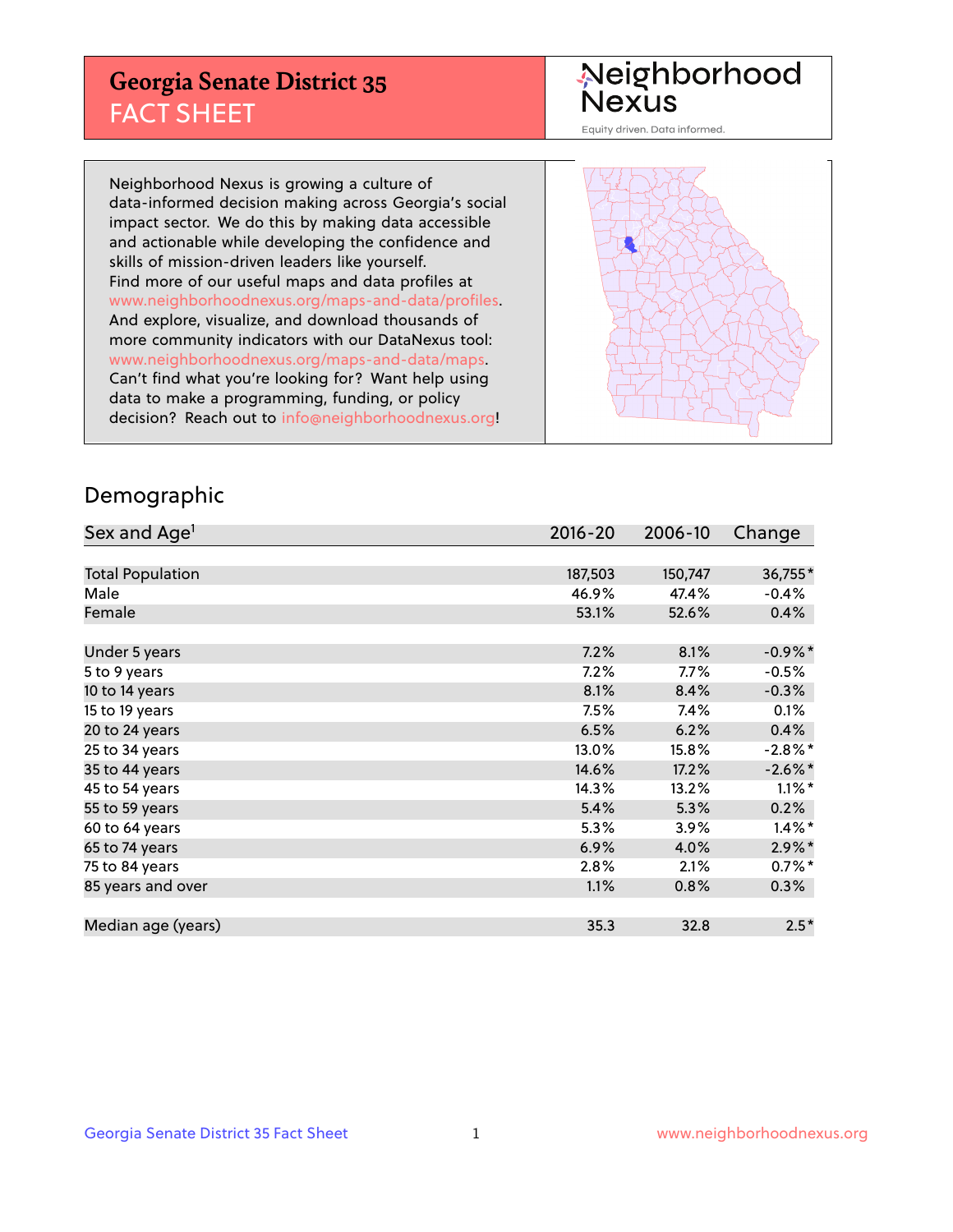# Georgia Senate District 35
## FACT SHEET

Neighborhood Nexus

Equity driven. Data informed.

Neighborhood Nexus is growing a culture of data-informed decision making across Georgia's social impact sector. We do this by making data accessible and actionable while developing the confidence and skills of mission-driven leaders like yourself. Find more of our useful maps and data profiles at www.neighborhoodnexus.org/maps-and-data/profiles. And explore, visualize, and download thousands of more community indicators with our DataNexus tool: www.neighborhoodnexus.org/maps-and-data/maps. Can't find what you're looking for? Want help using data to make a programming, funding, or policy decision? Reach out to info@neighborhoodnexus.org!

## Demographic

| Sex and Age[1] | 2016-20 | 2006-10 | Change |
|---|---|---|---|
| Total Population | 187,503 | 150,747 | 36,755* |
| Male | 46.9% | 47.4% | -0.4% |
| Female | 53.1% | 52.6% | 0.4% |
| | | | |
| Under 5 years | 7.2% | 8.1% | -0.9%* |
| 5 to 9 years | 7.2% | 7.7% | -0.5% |
| 10 to 14 years | 8.1% | 8.4% | -0.3% |
| 15 to 19 years | 7.5% | 7.4% | 0.1% |
| 20 to 24 years | 6.5% | 6.2% | 0.4% |
| 25 to 34 years | 13.0% | 15.8% | -2.8%* |
| 35 to 44 years | 14.6% | 17.2% | -2.6%* |
| 45 to 54 years | 14.3% | 13.2% | 1.1%* |
| 55 to 59 years | 5.4% | 5.3% | 0.2% |
| 60 to 64 years | 5.3% | 3.9% | 1.4%* |
| 65 to 74 years | 6.9% | 4.0% | 2.9%* |
| 75 to 84 years | 2.8% | 2.1% | 0.7%* |
| 85 years and over | 1.1% | 0.8% | 0.3% |
| | | | |
| Median age (years) | 35.3 | 32.8 | 2.5* |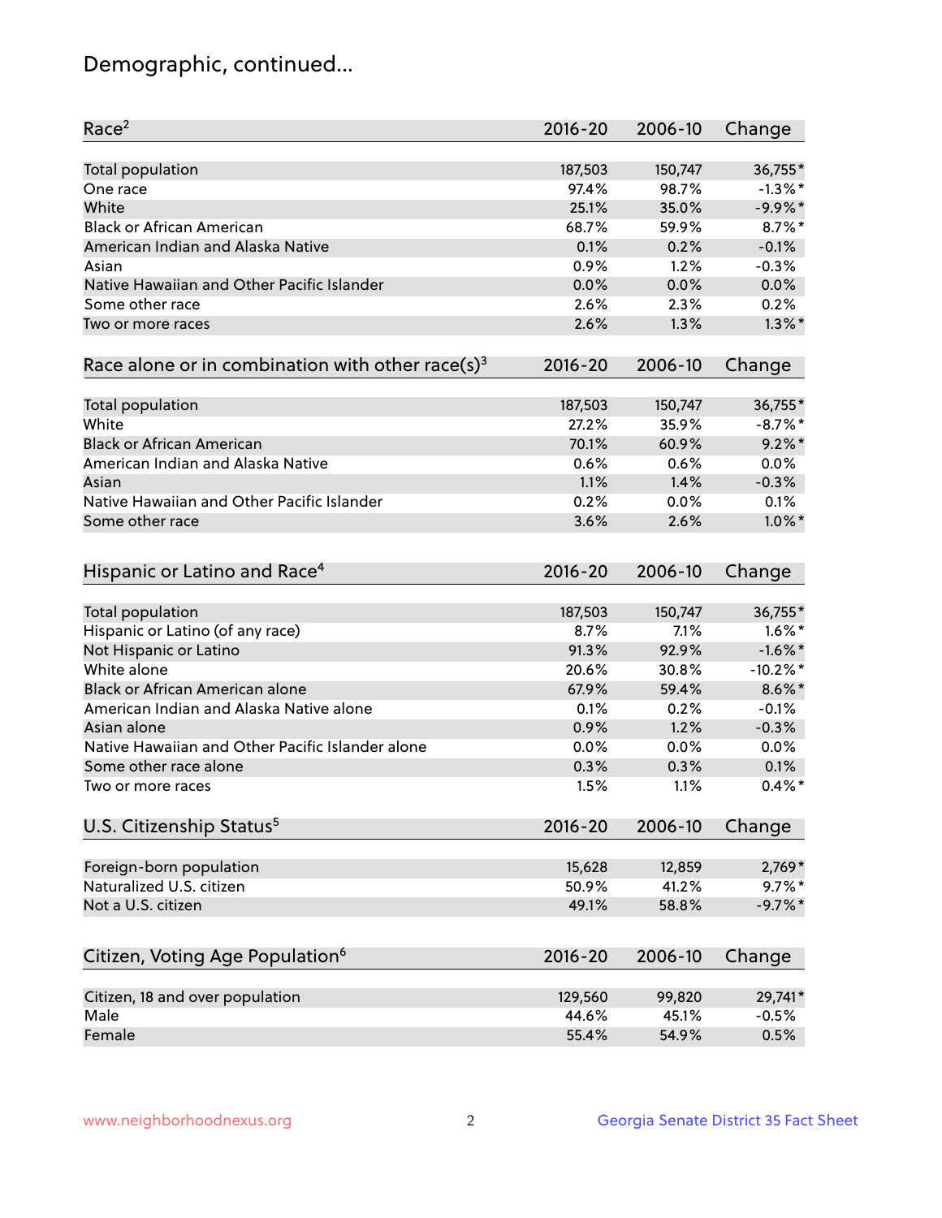# Demographic, continued...

| Race[2] | 2016-20 | 2006-10 | Change |
|---|---|---|---|
| Total population | 187,503 | 150,747 | 36,755* |
| One race | 97.4% | 98.7% | -1.3%* |
| White | 25.1% | 35.0% | -9.9%* |
| Black or African American | 68.7% | 59.9% | 8.7%* |
| American Indian and Alaska Native | 0.1% | 0.2% | -0.1% |
| Asian | 0.9% | 1.2% | -0.3% |
| Native Hawaiian and Other Pacific Islander | 0.0% | 0.0% | 0.0% |
| Some other race | 2.6% | 2.3% | 0.2% |
| Two or more races | 2.6% | 1.3% | 1.3%* |

| Race alone or in combination with other race(s)[3] | 2016-20 | 2006-10 | Change |
|---|---|---|---|
| Total population | 187,503 | 150,747 | 36,755* |
| White | 27.2% | 35.9% | -8.7%* |
| Black or African American | 70.1% | 60.9% | 9.2%* |
| American Indian and Alaska Native | 0.6% | 0.6% | 0.0% |
| Asian | 1.1% | 1.4% | -0.3% |
| Native Hawaiian and Other Pacific Islander | 0.2% | 0.0% | 0.1% |
| Some other race | 3.6% | 2.6% | 1.0%* |

| Hispanic or Latino and Race[4] | 2016-20 | 2006-10 | Change |
|---|---|---|---|
| Total population | 187,503 | 150,747 | 36,755* |
| Hispanic or Latino (of any race) | 8.7% | 7.1% | 1.6%* |
| Not Hispanic or Latino | 91.3% | 92.9% | -1.6%* |
| White alone | 20.6% | 30.8% | -10.2%* |
| Black or African American alone | 67.9% | 59.4% | 8.6%* |
| American Indian and Alaska Native alone | 0.1% | 0.2% | -0.1% |
| Asian alone | 0.9% | 1.2% | -0.3% |
| Native Hawaiian and Other Pacific Islander alone | 0.0% | 0.0% | 0.0% |
| Some other race alone | 0.3% | 0.3% | 0.1% |
| Two or more races | 1.5% | 1.1% | 0.4%* |

| U.S. Citizenship Status[5] | 2016-20 | 2006-10 | Change |
|---|---|---|---|
| Foreign-born population | 15,628 | 12,859 | 2,769* |
| Naturalized U.S. citizen | 50.9% | 41.2% | 9.7%* |
| Not a U.S. citizen | 49.1% | 58.8% | -9.7%* |

| Citizen, Voting Age Population[6] | 2016-20 | 2006-10 | Change |
|---|---|---|---|
| Citizen, 18 and over population | 129,560 | 99,820 | 29,741* |
| Male | 44.6% | 45.1% | -0.5% |
| Female | 55.4% | 54.9% | 0.5% |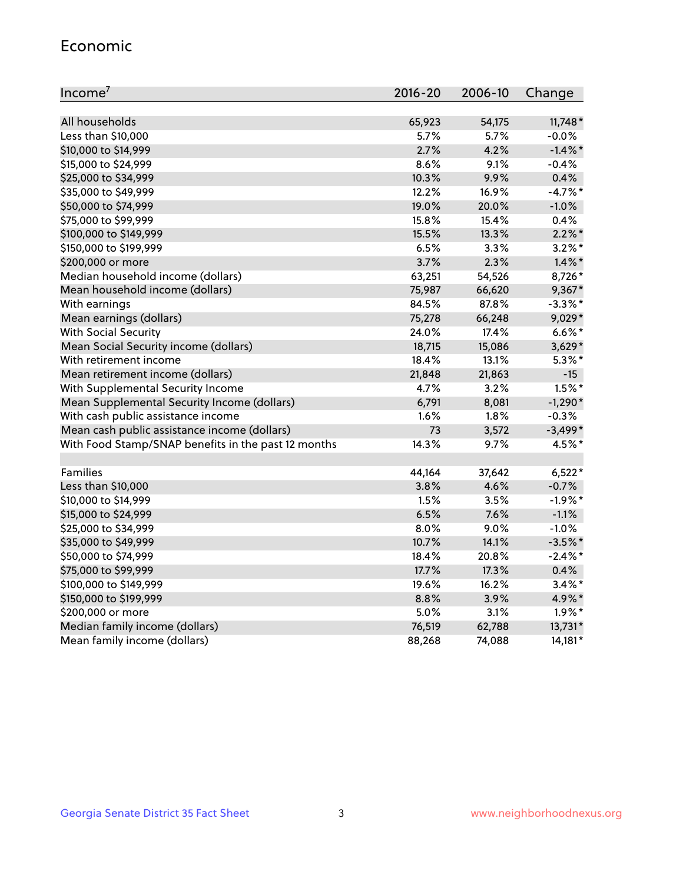## Economic

| Income[7] | 2016-20 | 2006-10 | Change |
|---|---|---|---|
| All households | 65,923 | 54,175 | 11,748* |
| Less than $10,000 | 5.7% | 5.7% | -0.0% |
| $10,000 to $14,999 | 2.7% | 4.2% | -1.4%* |
| $15,000 to $24,999 | 8.6% | 9.1% | -0.4% |
| $25,000 to $34,999 | 10.3% | 9.9% | 0.4% |
| $35,000 to $49,999 | 12.2% | 16.9% | -4.7%* |
| $50,000 to $74,999 | 19.0% | 20.0% | -1.0% |
| $75,000 to $99,999 | 15.8% | 15.4% | 0.4% |
| $100,000 to $149,999 | 15.5% | 13.3% | 2.2%* |
| $150,000 to $199,999 | 6.5% | 3.3% | 3.2%* |
| $200,000 or more | 3.7% | 2.3% | 1.4%* |
| Median household income (dollars) | 63,251 | 54,526 | 8,726* |
| Mean household income (dollars) | 75,987 | 66,620 | 9,367* |
| With earnings | 84.5% | 87.8% | -3.3%* |
| Mean earnings (dollars) | 75,278 | 66,248 | 9,029* |
| With Social Security | 24.0% | 17.4% | 6.6%* |
| Mean Social Security income (dollars) | 18,715 | 15,086 | 3,629* |
| With retirement income | 18.4% | 13.1% | 5.3%* |
| Mean retirement income (dollars) | 21,848 | 21,863 | -15 |
| With Supplemental Security Income | 4.7% | 3.2% | 1.5%* |
| Mean Supplemental Security Income (dollars) | 6,791 | 8,081 | -1,290* |
| With cash public assistance income | 1.6% | 1.8% | -0.3% |
| Mean cash public assistance income (dollars) | 73 | 3,572 | -3,499* |
| With Food Stamp/SNAP benefits in the past 12 months | 14.3% | 9.7% | 4.5%* |
| | | | |
| Families | 44,164 | 37,642 | 6,522* |
| Less than $10,000 | 3.8% | 4.6% | -0.7% |
| $10,000 to $14,999 | 1.5% | 3.5% | -1.9%* |
| $15,000 to $24,999 | 6.5% | 7.6% | -1.1% |
| $25,000 to $34,999 | 8.0% | 9.0% | -1.0% |
| $35,000 to $49,999 | 10.7% | 14.1% | -3.5%* |
| $50,000 to $74,999 | 18.4% | 20.8% | -2.4%* |
| $75,000 to $99,999 | 17.7% | 17.3% | 0.4% |
| $100,000 to $149,999 | 19.6% | 16.2% | 3.4%* |
| $150,000 to $199,999 | 8.8% | 3.9% | 4.9%* |
| $200,000 or more | 5.0% | 3.1% | 1.9%* |
| Median family income (dollars) | 76,519 | 62,788 | 13,731* |
| Mean family income (dollars) | 88,268 | 74,088 | 14,181* |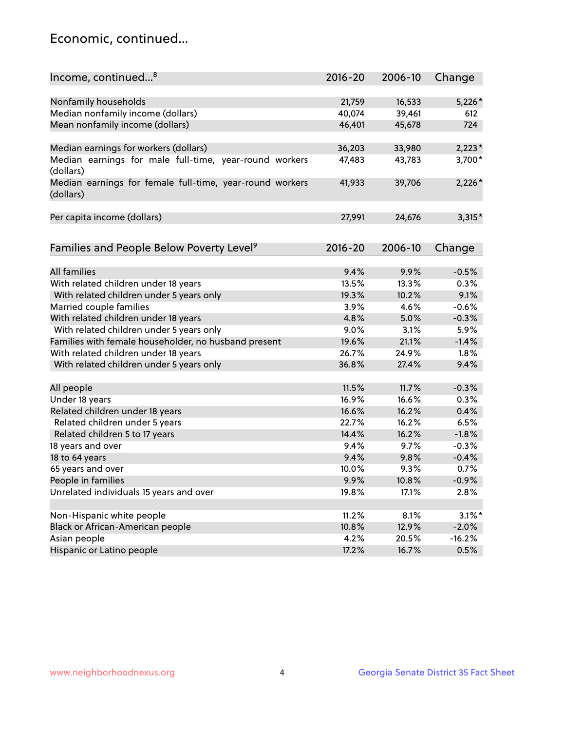## Economic, continued...

| Income, continued...[8] | 2016-20 | 2006-10 | Change |
|---|---|---|---|
| Nonfamily households | 21,759 | 16,533 | 5,226* |
| Median nonfamily income (dollars) | 40,074 | 39,461 | 612 |
| Mean nonfamily income (dollars) | 46,401 | 45,678 | 724 |
| Median earnings for workers (dollars) | 36,203 | 33,980 | 2,223* |
| Median earnings for male full-time, year-round workers (dollars) | 47,483 | 43,783 | 3,700* |
| Median earnings for female full-time, year-round workers (dollars) | 41,933 | 39,706 | 2,226* |
| Per capita income (dollars) | 27,991 | 24,676 | 3,315* |

| Families and People Below Poverty Level[9] | 2016-20 | 2006-10 | Change |
|---|---|---|---|
| All families | 9.4% | 9.9% | -0.5% |
| With related children under 18 years | 13.5% | 13.3% | 0.3% |
| With related children under 5 years only | 19.3% | 10.2% | 9.1% |
| Married couple families | 3.9% | 4.6% | -0.6% |
| With related children under 18 years | 4.8% | 5.0% | -0.3% |
| With related children under 5 years only | 9.0% | 3.1% | 5.9% |
| Families with female householder, no husband present | 19.6% | 21.1% | -1.4% |
| With related children under 18 years | 26.7% | 24.9% | 1.8% |
| With related children under 5 years only | 36.8% | 27.4% | 9.4% |
| All people | 11.5% | 11.7% | -0.3% |
| Under 18 years | 16.9% | 16.6% | 0.3% |
| Related children under 18 years | 16.6% | 16.2% | 0.4% |
| Related children under 5 years | 22.7% | 16.2% | 6.5% |
| Related children 5 to 17 years | 14.4% | 16.2% | -1.8% |
| 18 years and over | 9.4% | 9.7% | -0.3% |
| 18 to 64 years | 9.4% | 9.8% | -0.4% |
| 65 years and over | 10.0% | 9.3% | 0.7% |
| People in families | 9.9% | 10.8% | -0.9% |
| Unrelated individuals 15 years and over | 19.8% | 17.1% | 2.8% |
| Non-Hispanic white people | 11.2% | 8.1% | 3.1%* |
| Black or African-American people | 10.8% | 12.9% | -2.0% |
| Asian people | 4.2% | 20.5% | -16.2% |
| Hispanic or Latino people | 17.2% | 16.7% | 0.5% |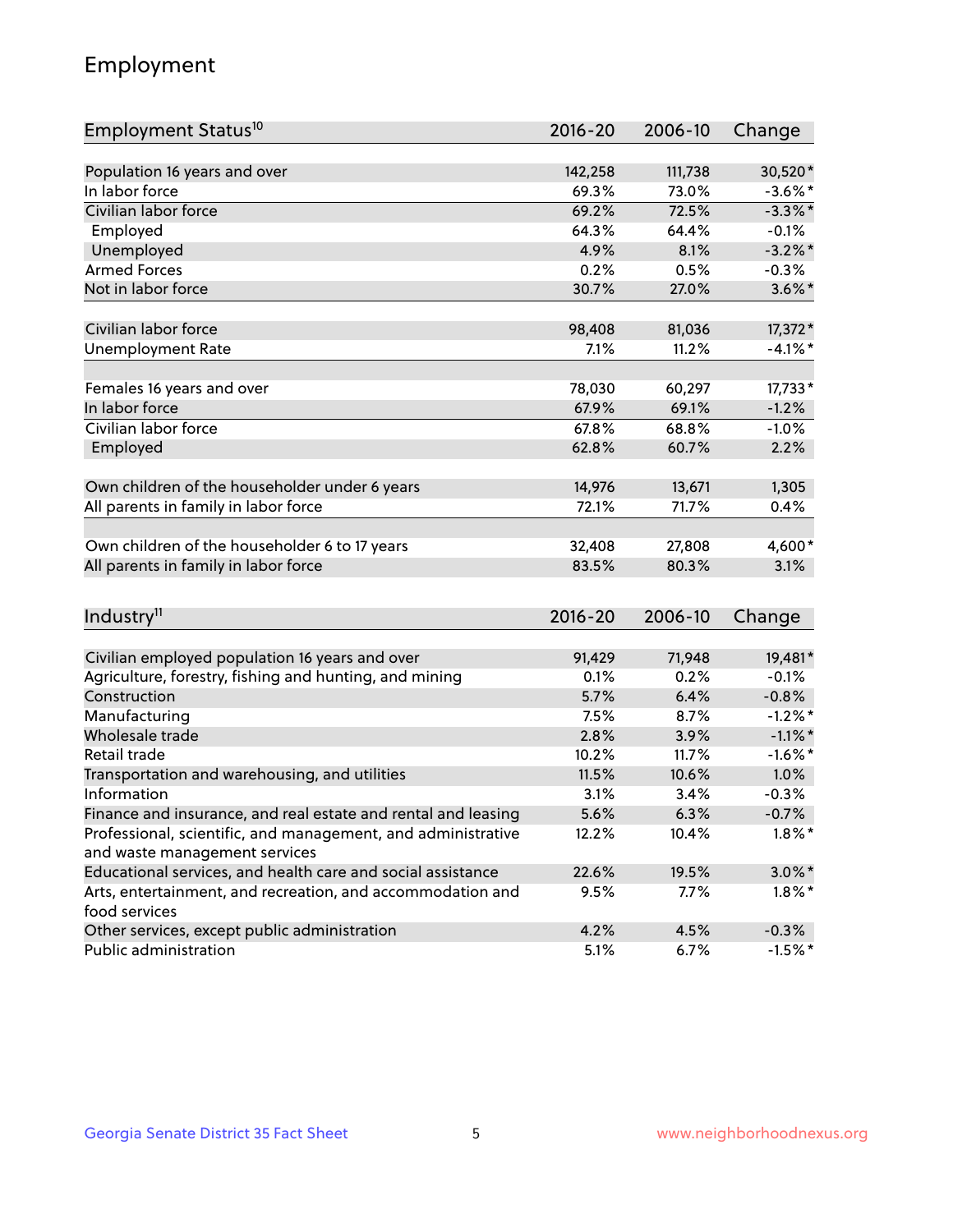## Employment

| Employment Status[10] | 2016-20 | 2006-10 | Change |
|---|---|---|---|
| Population 16 years and over | 142,258 | 111,738 | 30,520* |
| In labor force | 69.3% | 73.0% | -3.6%* |
| Civilian labor force | 69.2% | 72.5% | -3.3%* |
| Employed | 64.3% | 64.4% | -0.1% |
| Unemployed | 4.9% | 8.1% | -3.2%* |
| Armed Forces | 0.2% | 0.5% | -0.3% |
| Not in labor force | 30.7% | 27.0% | 3.6%* |
| | | | |
| Civilian labor force | 98,408 | 81,036 | 17,372* |
| Unemployment Rate | 7.1% | 11.2% | -4.1%* |
| | | | |
| Females 16 years and over | 78,030 | 60,297 | 17,733* |
| In labor force | 67.9% | 69.1% | -1.2% |
| Civilian labor force | 67.8% | 68.8% | -1.0% |
| Employed | 62.8% | 60.7% | 2.2% |
| | | | |
| Own children of the householder under 6 years | 14,976 | 13,671 | 1,305 |
| All parents in family in labor force | 72.1% | 71.7% | 0.4% |
| | | | |
| Own children of the householder 6 to 17 years | 32,408 | 27,808 | 4,600* |
| All parents in family in labor force | 83.5% | 80.3% | 3.1% |

| Industry[11] | 2016-20 | 2006-10 | Change |
|---|---|---|---|
| Civilian employed population 16 years and over | 91,429 | 71,948 | 19,481* |
| Agriculture, forestry, fishing and hunting, and mining | 0.1% | 0.2% | -0.1% |
| Construction | 5.7% | 6.4% | -0.8% |
| Manufacturing | 7.5% | 8.7% | -1.2%* |
| Wholesale trade | 2.8% | 3.9% | -1.1%* |
| Retail trade | 10.2% | 11.7% | -1.6%* |
| Transportation and warehousing, and utilities | 11.5% | 10.6% | 1.0% |
| Information | 3.1% | 3.4% | -0.3% |
| Finance and insurance, and real estate and rental and leasing | 5.6% | 6.3% | -0.7% |
| Professional, scientific, and management, and administrative and waste management services | 12.2% | 10.4% | 1.8%* |
| Educational services, and health care and social assistance | 22.6% | 19.5% | 3.0%* |
| Arts, entertainment, and recreation, and accommodation and food services | 9.5% | 7.7% | 1.8%* |
| Other services, except public administration | 4.2% | 4.5% | -0.3% |
| Public administration | 5.1% | 6.7% | -1.5%* |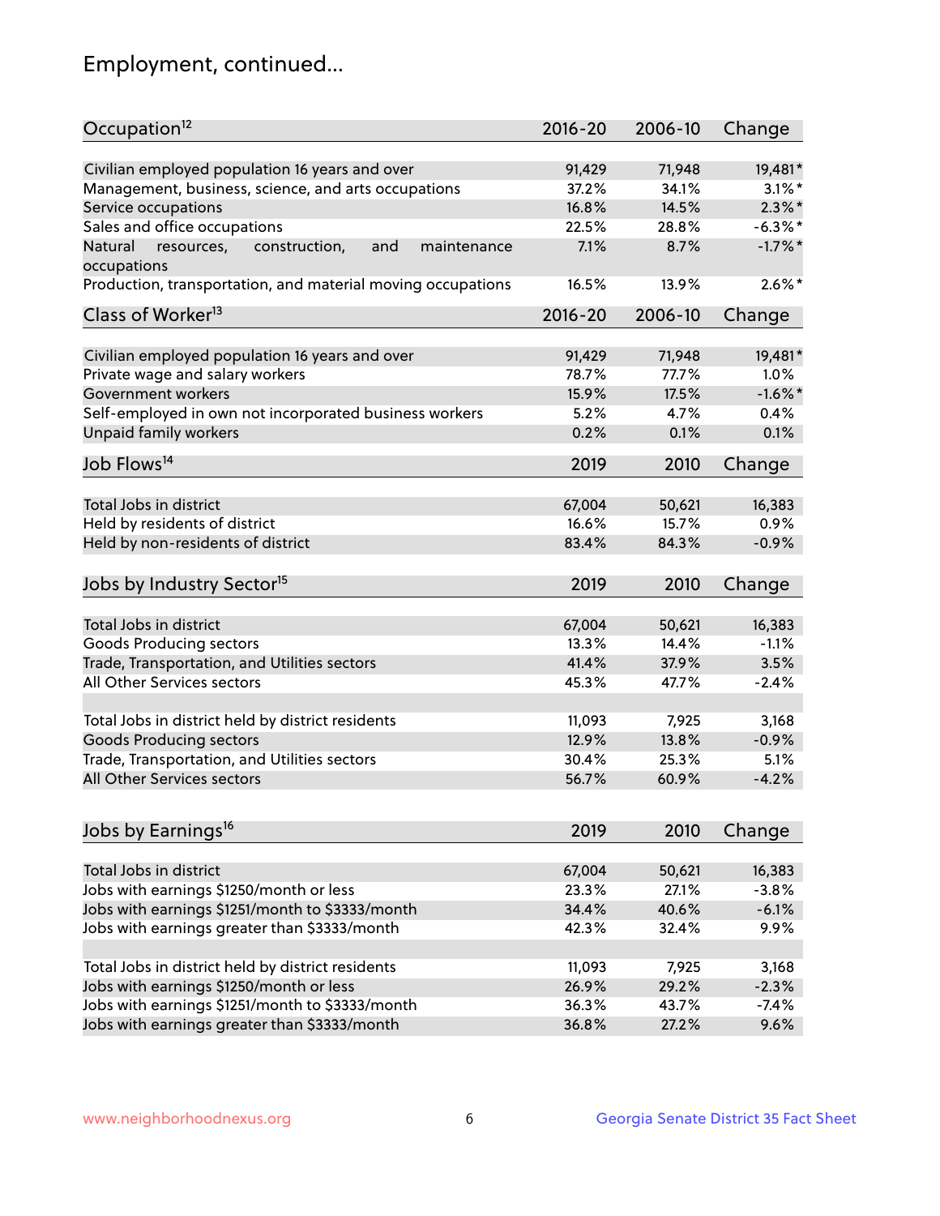# Employment, continued...

| Occupation[12] | 2016-20 | 2006-10 | Change |
|---|---|---|---|
| Civilian employed population 16 years and over | 91,429 | 71,948 | 19,481* |
| Management, business, science, and arts occupations | 37.2% | 34.1% | 3.1%* |
| Service occupations | 16.8% | 14.5% | 2.3%* |
| Sales and office occupations | 22.5% | 28.8% | -6.3%* |
| Natural resources, construction, and maintenance occupations | 7.1% | 8.7% | -1.7%* |
| Production, transportation, and material moving occupations | 16.5% | 13.9% | 2.6%* |

| Class of Worker[13] | 2016-20 | 2006-10 | Change |
|---|---|---|---|
| Civilian employed population 16 years and over | 91,429 | 71,948 | 19,481* |
| Private wage and salary workers | 78.7% | 77.7% | 1.0% |
| Government workers | 15.9% | 17.5% | -1.6%* |
| Self-employed in own not incorporated business workers | 5.2% | 4.7% | 0.4% |
| Unpaid family workers | 0.2% | 0.1% | 0.1% |

| Job Flows[14] | 2019 | 2010 | Change |
|---|---|---|---|
| Total Jobs in district | 67,004 | 50,621 | 16,383 |
| Held by residents of district | 16.6% | 15.7% | 0.9% |
| Held by non-residents of district | 83.4% | 84.3% | -0.9% |

| Jobs by Industry Sector[15] | 2019 | 2010 | Change |
|---|---|---|---|
| Total Jobs in district | 67,004 | 50,621 | 16,383 |
| Goods Producing sectors | 13.3% | 14.4% | -1.1% |
| Trade, Transportation, and Utilities sectors | 41.4% | 37.9% | 3.5% |
| All Other Services sectors | 45.3% | 47.7% | -2.4% |
| | | | |
| Total Jobs in district held by district residents | 11,093 | 7,925 | 3,168 |
| Goods Producing sectors | 12.9% | 13.8% | -0.9% |
| Trade, Transportation, and Utilities sectors | 30.4% | 25.3% | 5.1% |
| All Other Services sectors | 56.7% | 60.9% | -4.2% |

| Jobs by Earnings[16] | 2019 | 2010 | Change |
|---|---|---|---|
| Total Jobs in district | 67,004 | 50,621 | 16,383 |
| Jobs with earnings $1250/month or less | 23.3% | 27.1% | -3.8% |
| Jobs with earnings $1251/month to $3333/month | 34.4% | 40.6% | -6.1% |
| Jobs with earnings greater than $3333/month | 42.3% | 32.4% | 9.9% |
| | | | |
| Total Jobs in district held by district residents | 11,093 | 7,925 | 3,168 |
| Jobs with earnings $1250/month or less | 26.9% | 29.2% | -2.3% |
| Jobs with earnings $1251/month to $3333/month | 36.3% | 43.7% | -7.4% |
| Jobs with earnings greater than $3333/month | 36.8% | 27.2% | 9.6% |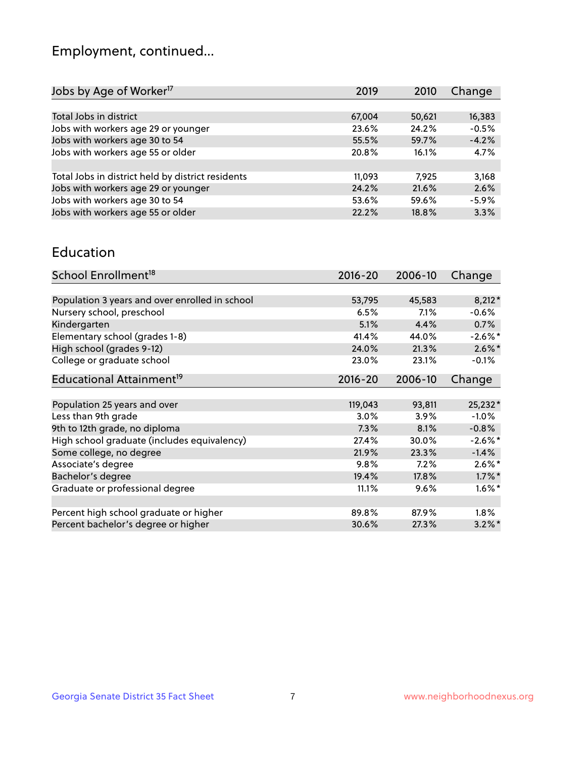## Employment, continued...

| Jobs by Age of Worker[17] | 2019 | 2010 | Change |
|---|---|---|---|
| Total Jobs in district | 67,004 | 50,621 | 16,383 |
| Jobs with workers age 29 or younger | 23.6% | 24.2% | -0.5% |
| Jobs with workers age 30 to 54 | 55.5% | 59.7% | -4.2% |
| Jobs with workers age 55 or older | 20.8% | 16.1% | 4.7% |
| | | | |
| Total Jobs in district held by district residents | 11,093 | 7,925 | 3,168 |
| Jobs with workers age 29 or younger | 24.2% | 21.6% | 2.6% |
| Jobs with workers age 30 to 54 | 53.6% | 59.6% | -5.9% |
| Jobs with workers age 55 or older | 22.2% | 18.8% | 3.3% |

## Education

| School Enrollment[18] | 2016-20 | 2006-10 | Change |
|---|---|---|---|
| Population 3 years and over enrolled in school | 53,795 | 45,583 | 8,212* |
| Nursery school, preschool | 6.5% | 7.1% | -0.6% |
| Kindergarten | 5.1% | 4.4% | 0.7% |
| Elementary school (grades 1-8) | 41.4% | 44.0% | -2.6%* |
| High school (grades 9-12) | 24.0% | 21.3% | 2.6%* |
| College or graduate school | 23.0% | 23.1% | -0.1% |

| Educational Attainment[19] | 2016-20 | 2006-10 | Change |
|---|---|---|---|
| Population 25 years and over | 119,043 | 93,811 | 25,232* |
| Less than 9th grade | 3.0% | 3.9% | -1.0% |
| 9th to 12th grade, no diploma | 7.3% | 8.1% | -0.8% |
| High school graduate (includes equivalency) | 27.4% | 30.0% | -2.6%* |
| Some college, no degree | 21.9% | 23.3% | -1.4% |
| Associate's degree | 9.8% | 7.2% | 2.6%* |
| Bachelor's degree | 19.4% | 17.8% | 1.7%* |
| Graduate or professional degree | 11.1% | 9.6% | 1.6%* |
| | | | |
| Percent high school graduate or higher | 89.8% | 87.9% | 1.8% |
| Percent bachelor's degree or higher | 30.6% | 27.3% | 3.2%* |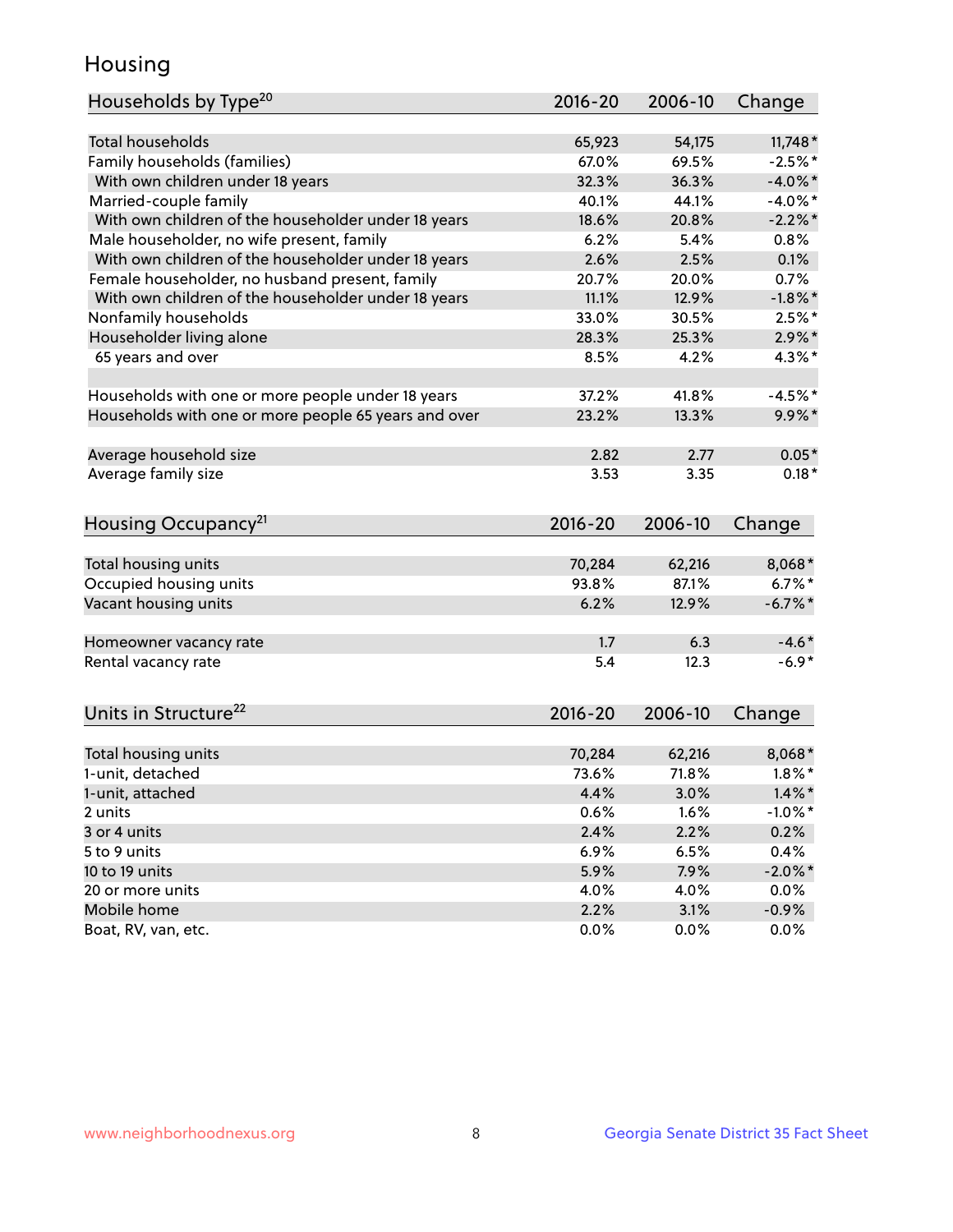# Housing

| Households by Type[20] | 2016-20 | 2006-10 | Change |
|---|---|---|---|
| Total households | 65,923 | 54,175 | 11,748* |
| Family households (families) | 67.0% | 69.5% | -2.5%* |
| With own children under 18 years | 32.3% | 36.3% | -4.0%* |
| Married-couple family | 40.1% | 44.1% | -4.0%* |
| With own children of the householder under 18 years | 18.6% | 20.8% | -2.2%* |
| Male householder, no wife present, family | 6.2% | 5.4% | 0.8% |
| With own children of the householder under 18 years | 2.6% | 2.5% | 0.1% |
| Female householder, no husband present, family | 20.7% | 20.0% | 0.7% |
| With own children of the householder under 18 years | 11.1% | 12.9% | -1.8%* |
| Nonfamily households | 33.0% | 30.5% | 2.5%* |
| Householder living alone | 28.3% | 25.3% | 2.9%* |
| 65 years and over | 8.5% | 4.2% | 4.3%* |
| | | | |
| Households with one or more people under 18 years | 37.2% | 41.8% | -4.5%* |
| Households with one or more people 65 years and over | 23.2% | 13.3% | 9.9%* |
| | | | |
| Average household size | 2.82 | 2.77 | 0.05* |
| Average family size | 3.53 | 3.35 | 0.18* |

| Housing Occupancy[21] | 2016-20 | 2006-10 | Change |
|---|---|---|---|
| Total housing units | 70,284 | 62,216 | 8,068* |
| Occupied housing units | 93.8% | 87.1% | 6.7%* |
| Vacant housing units | 6.2% | 12.9% | -6.7%* |
| | | | |
| Homeowner vacancy rate | 1.7 | 6.3 | -4.6* |
| Rental vacancy rate | 5.4 | 12.3 | -6.9* |

| Units in Structure[22] | 2016-20 | 2006-10 | Change |
|---|---|---|---|
| Total housing units | 70,284 | 62,216 | 8,068* |
| 1-unit, detached | 73.6% | 71.8% | 1.8%* |
| 1-unit, attached | 4.4% | 3.0% | 1.4%* |
| 2 units | 0.6% | 1.6% | -1.0%* |
| 3 or 4 units | 2.4% | 2.2% | 0.2% |
| 5 to 9 units | 6.9% | 6.5% | 0.4% |
| 10 to 19 units | 5.9% | 7.9% | -2.0%* |
| 20 or more units | 4.0% | 4.0% | 0.0% |
| Mobile home | 2.2% | 3.1% | -0.9% |
| Boat, RV, van, etc. | 0.0% | 0.0% | 0.0% |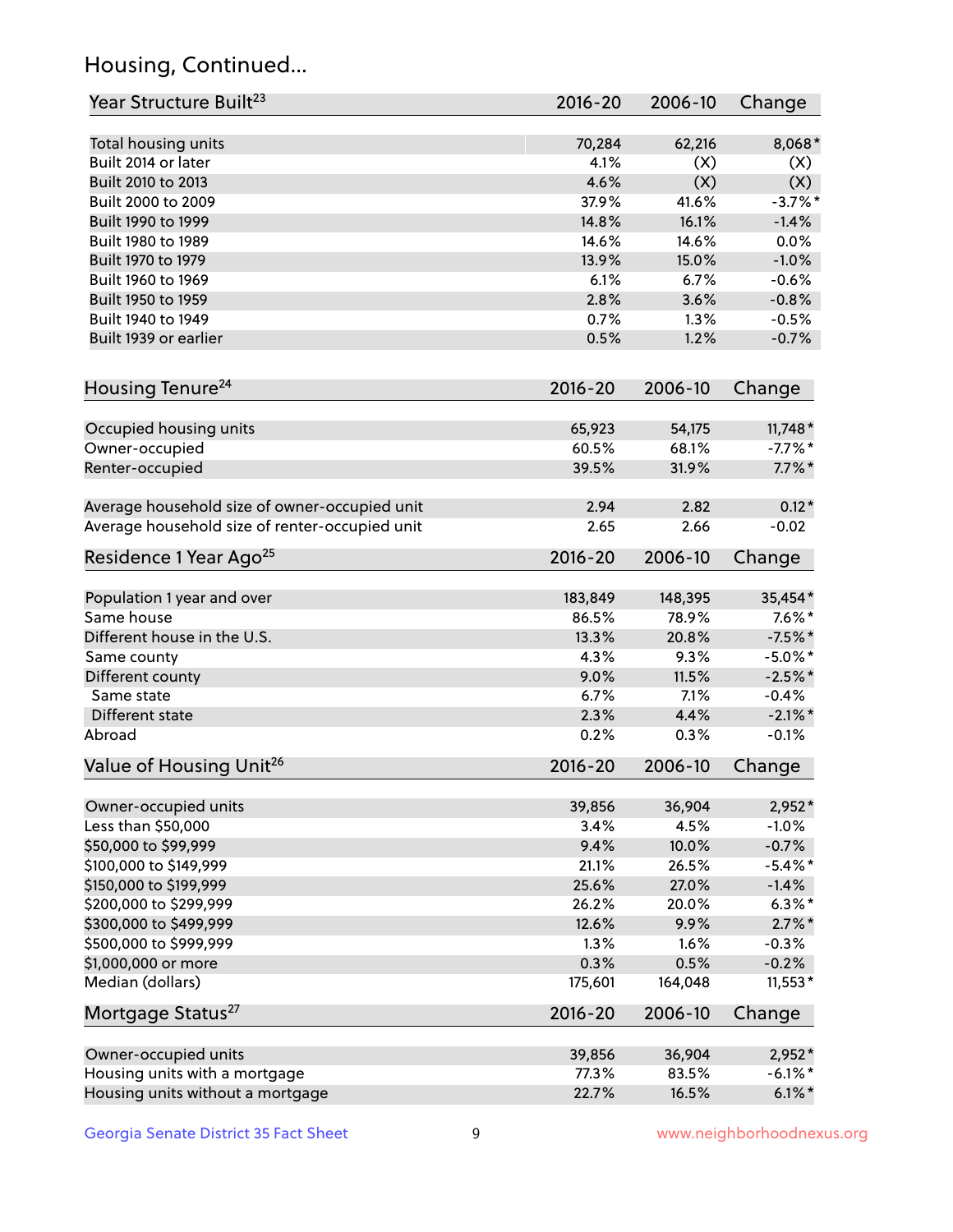## Housing, Continued...

| Year Structure Built[23] | 2016-20 | 2006-10 | Change |
|---|---|---|---|
| Total housing units | 70,284 | 62,216 | 8,068* |
| Built 2014 or later | 4.1% | (X) | (X) |
| Built 2010 to 2013 | 4.6% | (X) | (X) |
| Built 2000 to 2009 | 37.9% | 41.6% | -3.7%* |
| Built 1990 to 1999 | 14.8% | 16.1% | -1.4% |
| Built 1980 to 1989 | 14.6% | 14.6% | 0.0% |
| Built 1970 to 1979 | 13.9% | 15.0% | -1.0% |
| Built 1960 to 1969 | 6.1% | 6.7% | -0.6% |
| Built 1950 to 1959 | 2.8% | 3.6% | -0.8% |
| Built 1940 to 1949 | 0.7% | 1.3% | -0.5% |
| Built 1939 or earlier | 0.5% | 1.2% | -0.7% |

| Housing Tenure[24] | 2016-20 | 2006-10 | Change |
|---|---|---|---|
| Occupied housing units | 65,923 | 54,175 | 11,748* |
| Owner-occupied | 60.5% | 68.1% | -7.7%* |
| Renter-occupied | 39.5% | 31.9% | 7.7%* |
| Average household size of owner-occupied unit | 2.94 | 2.82 | 0.12* |
| Average household size of renter-occupied unit | 2.65 | 2.66 | -0.02 |

| Residence 1 Year Ago[25] | 2016-20 | 2006-10 | Change |
|---|---|---|---|
| Population 1 year and over | 183,849 | 148,395 | 35,454* |
| Same house | 86.5% | 78.9% | 7.6%* |
| Different house in the U.S. | 13.3% | 20.8% | -7.5%* |
| Same county | 4.3% | 9.3% | -5.0%* |
| Different county | 9.0% | 11.5% | -2.5%* |
| Same state | 6.7% | 7.1% | -0.4% |
| Different state | 2.3% | 4.4% | -2.1%* |
| Abroad | 0.2% | 0.3% | -0.1% |

| Value of Housing Unit[26] | 2016-20 | 2006-10 | Change |
|---|---|---|---|
| Owner-occupied units | 39,856 | 36,904 | 2,952* |
| Less than $50,000 | 3.4% | 4.5% | -1.0% |
| $50,000 to $99,999 | 9.4% | 10.0% | -0.7% |
| $100,000 to $149,999 | 21.1% | 26.5% | -5.4%* |
| $150,000 to $199,999 | 25.6% | 27.0% | -1.4% |
| $200,000 to $299,999 | 26.2% | 20.0% | 6.3%* |
| $300,000 to $499,999 | 12.6% | 9.9% | 2.7%* |
| $500,000 to $999,999 | 1.3% | 1.6% | -0.3% |
| $1,000,000 or more | 0.3% | 0.5% | -0.2% |
| Median (dollars) | 175,601 | 164,048 | 11,553* |

| Mortgage Status[27] | 2016-20 | 2006-10 | Change |
|---|---|---|---|
| Owner-occupied units | 39,856 | 36,904 | 2,952* |
| Housing units with a mortgage | 77.3% | 83.5% | -6.1%* |
| Housing units without a mortgage | 22.7% | 16.5% | 6.1%* |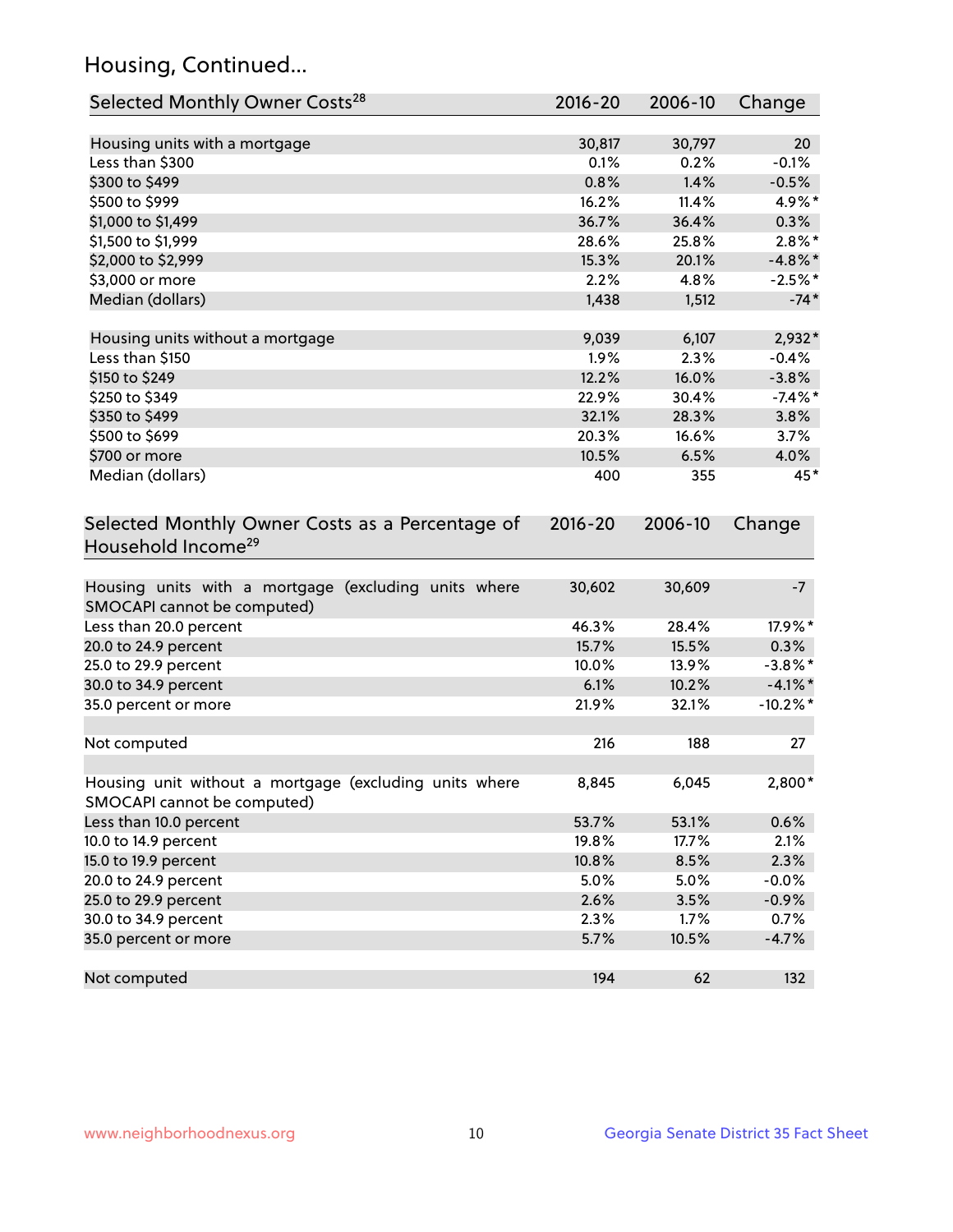## Housing, Continued...

| Selected Monthly Owner Costs[28] | 2016-20 | 2006-10 | Change |
|---|---|---|---|
| Housing units with a mortgage | 30,817 | 30,797 | 20 |
| Less than $300 | 0.1% | 0.2% | -0.1% |
| $300 to $499 | 0.8% | 1.4% | -0.5% |
| $500 to $999 | 16.2% | 11.4% | 4.9%* |
| $1,000 to $1,499 | 36.7% | 36.4% | 0.3% |
| $1,500 to $1,999 | 28.6% | 25.8% | 2.8%* |
| $2,000 to $2,999 | 15.3% | 20.1% | -4.8%* |
| $3,000 or more | 2.2% | 4.8% | -2.5%* |
| Median (dollars) | 1,438 | 1,512 | -74* |
| | | | |
| Housing units without a mortgage | 9,039 | 6,107 | 2,932* |
| Less than $150 | 1.9% | 2.3% | -0.4% |
| $150 to $249 | 12.2% | 16.0% | -3.8% |
| $250 to $349 | 22.9% | 30.4% | -7.4%* |
| $350 to $499 | 32.1% | 28.3% | 3.8% |
| $500 to $699 | 20.3% | 16.6% | 3.7% |
| $700 or more | 10.5% | 6.5% | 4.0% |
| Median (dollars) | 400 | 355 | 45* |

| Selected Monthly Owner Costs as a Percentage of Household Income[29] | 2016-20 | 2006-10 | Change |
|---|---|---|---|
| Housing units with a mortgage (excluding units where SMOCAPI cannot be computed) | 30,602 | 30,609 | -7 |
| Less than 20.0 percent | 46.3% | 28.4% | 17.9%* |
| 20.0 to 24.9 percent | 15.7% | 15.5% | 0.3% |
| 25.0 to 29.9 percent | 10.0% | 13.9% | -3.8%* |
| 30.0 to 34.9 percent | 6.1% | 10.2% | -4.1%* |
| 35.0 percent or more | 21.9% | 32.1% | -10.2%* |
| | | | |
| Not computed | 216 | 188 | 27 |
| | | | |
| Housing unit without a mortgage (excluding units where SMOCAPI cannot be computed) | 8,845 | 6,045 | 2,800* |
| Less than 10.0 percent | 53.7% | 53.1% | 0.6% |
| 10.0 to 14.9 percent | 19.8% | 17.7% | 2.1% |
| 15.0 to 19.9 percent | 10.8% | 8.5% | 2.3% |
| 20.0 to 24.9 percent | 5.0% | 5.0% | -0.0% |
| 25.0 to 29.9 percent | 2.6% | 3.5% | -0.9% |
| 30.0 to 34.9 percent | 2.3% | 1.7% | 0.7% |
| 35.0 percent or more | 5.7% | 10.5% | -4.7% |
| | | | |
| Not computed | 194 | 62 | 132 |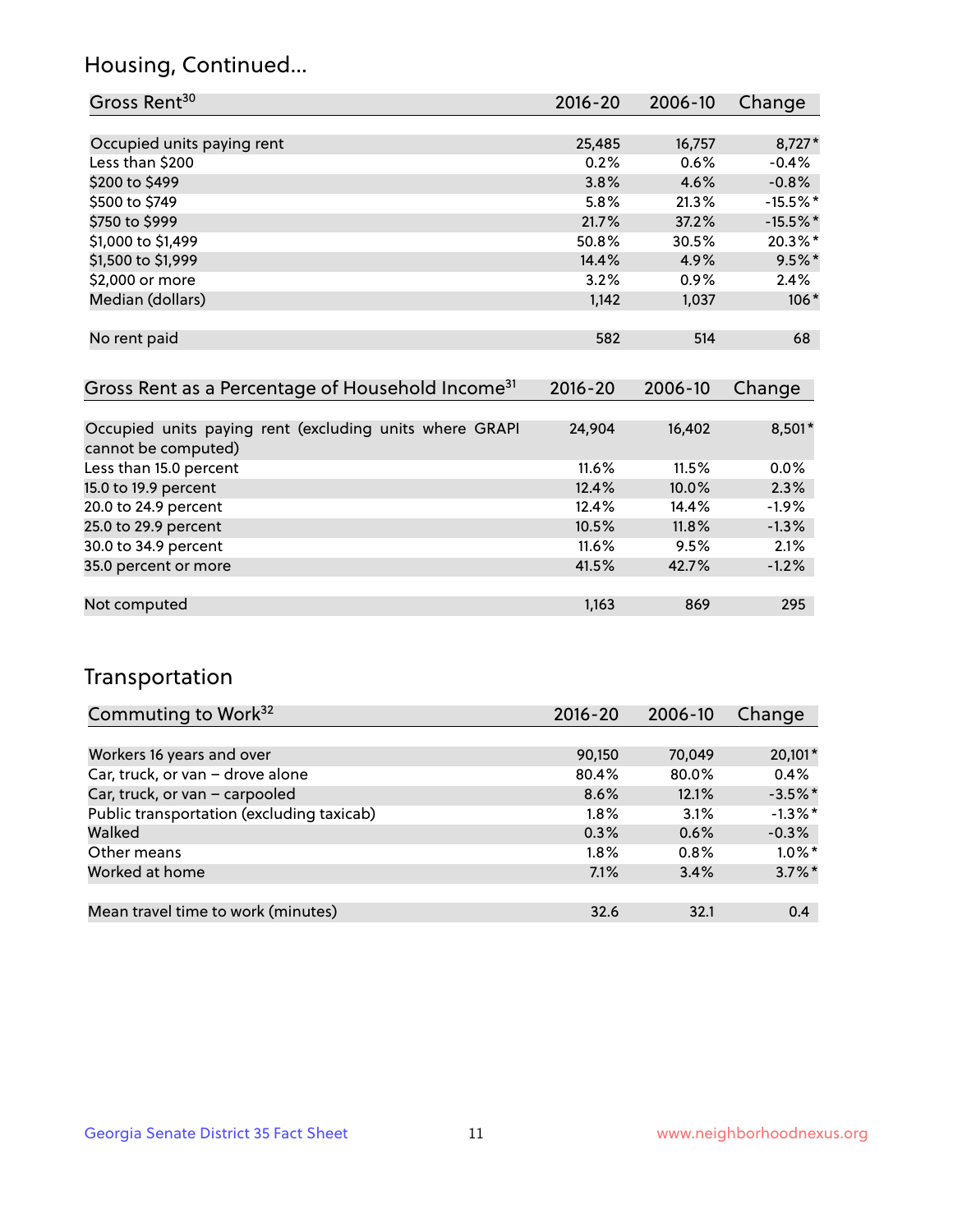## Housing, Continued...

| Gross Rent[30] | 2016-20 | 2006-10 | Change |
|---|---|---|---|
| Occupied units paying rent | 25,485 | 16,757 | 8,727* |
| Less than $200 | 0.2% | 0.6% | -0.4% |
| $200 to $499 | 3.8% | 4.6% | -0.8% |
| $500 to $749 | 5.8% | 21.3% | -15.5%* |
| $750 to $999 | 21.7% | 37.2% | -15.5%* |
| $1,000 to $1,499 | 50.8% | 30.5% | 20.3%* |
| $1,500 to $1,999 | 14.4% | 4.9% | 9.5%* |
| $2,000 or more | 3.2% | 0.9% | 2.4% |
| Median (dollars) | 1,142 | 1,037 | 106* |
| No rent paid | 582 | 514 | 68 |

| Gross Rent as a Percentage of Household Income[31] | 2016-20 | 2006-10 | Change |
|---|---|---|---|
| Occupied units paying rent (excluding units where GRAPI cannot be computed) | 24,904 | 16,402 | 8,501* |
| Less than 15.0 percent | 11.6% | 11.5% | 0.0% |
| 15.0 to 19.9 percent | 12.4% | 10.0% | 2.3% |
| 20.0 to 24.9 percent | 12.4% | 14.4% | -1.9% |
| 25.0 to 29.9 percent | 10.5% | 11.8% | -1.3% |
| 30.0 to 34.9 percent | 11.6% | 9.5% | 2.1% |
| 35.0 percent or more | 41.5% | 42.7% | -1.2% |
| Not computed | 1,163 | 869 | 295 |

## Transportation

| Commuting to Work[32] | 2016-20 | 2006-10 | Change |
|---|---|---|---|
| Workers 16 years and over | 90,150 | 70,049 | 20,101* |
| Car, truck, or van – drove alone | 80.4% | 80.0% | 0.4% |
| Car, truck, or van – carpooled | 8.6% | 12.1% | -3.5%* |
| Public transportation (excluding taxicab) | 1.8% | 3.1% | -1.3%* |
| Walked | 0.3% | 0.6% | -0.3% |
| Other means | 1.8% | 0.8% | 1.0%* |
| Worked at home | 7.1% | 3.4% | 3.7%* |
| Mean travel time to work (minutes) | 32.6 | 32.1 | 0.4 |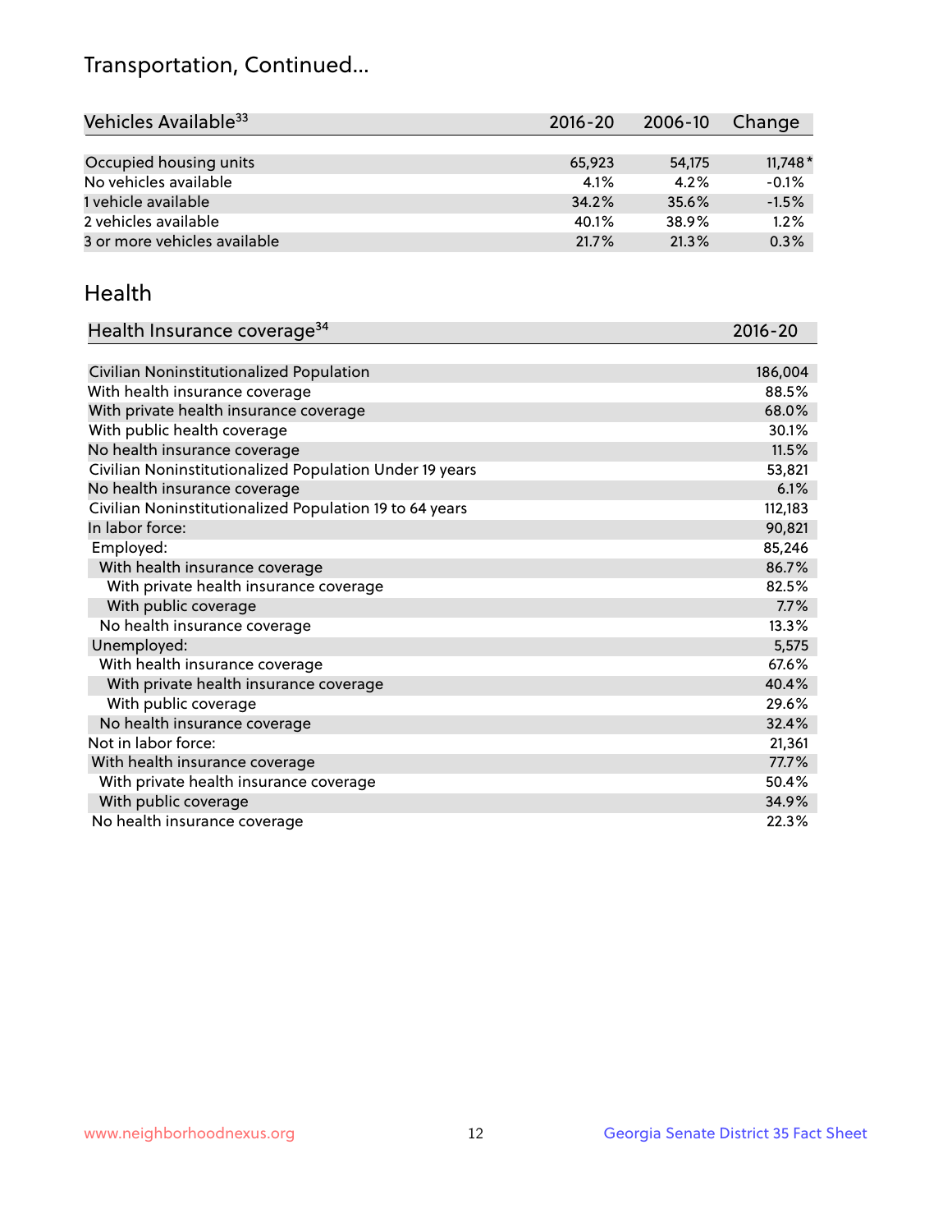# Transportation, Continued...

| Vehicles Available[33] | 2016-20 | 2006-10 | Change |
|---|---|---|---|
| Occupied housing units | 65,923 | 54,175 | 11,748* |
| No vehicles available | 4.1% | 4.2% | -0.1% |
| 1 vehicle available | 34.2% | 35.6% | -1.5% |
| 2 vehicles available | 40.1% | 38.9% | 1.2% |
| 3 or more vehicles available | 21.7% | 21.3% | 0.3% |

## Health

| Health Insurance coverage[34] | 2016-20 |
|---|---|
| Civilian Noninstitutionalized Population | 186,004 |
| With health insurance coverage | 88.5% |
| With private health insurance coverage | 68.0% |
| With public health coverage | 30.1% |
| No health insurance coverage | 11.5% |
| Civilian Noninstitutionalized Population Under 19 years | 53,821 |
| No health insurance coverage | 6.1% |
| Civilian Noninstitutionalized Population 19 to 64 years | 112,183 |
| In labor force: | 90,821 |
| Employed: | 85,246 |
| With health insurance coverage | 86.7% |
| With private health insurance coverage | 82.5% |
| With public coverage | 7.7% |
| No health insurance coverage | 13.3% |
| Unemployed: | 5,575 |
| With health insurance coverage | 67.6% |
| With private health insurance coverage | 40.4% |
| With public coverage | 29.6% |
| No health insurance coverage | 32.4% |
| Not in labor force: | 21,361 |
| With health insurance coverage | 77.7% |
| With private health insurance coverage | 50.4% |
| With public coverage | 34.9% |
| No health insurance coverage | 22.3% |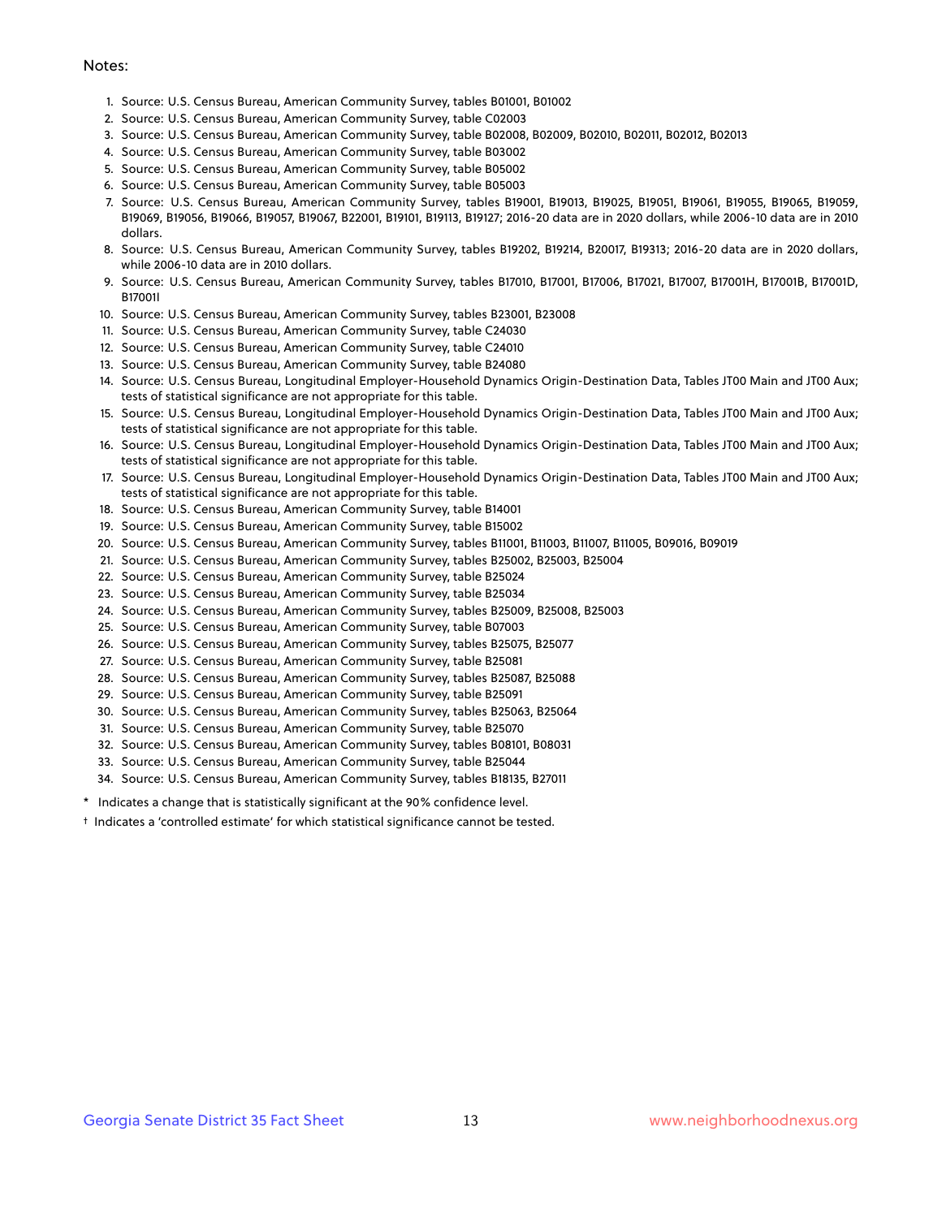Notes:

1. Source: U.S. Census Bureau, American Community Survey, tables B01001, B01002
2. Source: U.S. Census Bureau, American Community Survey, table C02003
3. Source: U.S. Census Bureau, American Community Survey, table B02008, B02009, B02010, B02011, B02012, B02013
4. Source: U.S. Census Bureau, American Community Survey, table B03002
5. Source: U.S. Census Bureau, American Community Survey, table B05002
6. Source: U.S. Census Bureau, American Community Survey, table B05003
7. Source: U.S. Census Bureau, American Community Survey, tables B19001, B19013, B19025, B19051, B19061, B19055, B19065, B19059, B19069, B19056, B19066, B19057, B19067, B22001, B19101, B19113, B19127; 2016-20 data are in 2020 dollars, while 2006-10 data are in 2010 dollars.
8. Source: U.S. Census Bureau, American Community Survey, tables B19202, B19214, B20017, B19313; 2016-20 data are in 2020 dollars, while 2006-10 data are in 2010 dollars.
9. Source: U.S. Census Bureau, American Community Survey, tables B17010, B17001, B17006, B17021, B17007, B17001H, B17001B, B17001D, B17001I
10. Source: U.S. Census Bureau, American Community Survey, tables B23001, B23008
11. Source: U.S. Census Bureau, American Community Survey, table C24030
12. Source: U.S. Census Bureau, American Community Survey, table C24010
13. Source: U.S. Census Bureau, American Community Survey, table B24080
14. Source: U.S. Census Bureau, Longitudinal Employer-Household Dynamics Origin-Destination Data, Tables JT00 Main and JT00 Aux; tests of statistical significance are not appropriate for this table.
15. Source: U.S. Census Bureau, Longitudinal Employer-Household Dynamics Origin-Destination Data, Tables JT00 Main and JT00 Aux; tests of statistical significance are not appropriate for this table.
16. Source: U.S. Census Bureau, Longitudinal Employer-Household Dynamics Origin-Destination Data, Tables JT00 Main and JT00 Aux; tests of statistical significance are not appropriate for this table.
17. Source: U.S. Census Bureau, Longitudinal Employer-Household Dynamics Origin-Destination Data, Tables JT00 Main and JT00 Aux; tests of statistical significance are not appropriate for this table.
18. Source: U.S. Census Bureau, American Community Survey, table B14001
19. Source: U.S. Census Bureau, American Community Survey, table B15002
20. Source: U.S. Census Bureau, American Community Survey, tables B11001, B11003, B11007, B11005, B09016, B09019
21. Source: U.S. Census Bureau, American Community Survey, tables B25002, B25003, B25004
22. Source: U.S. Census Bureau, American Community Survey, table B25024
23. Source: U.S. Census Bureau, American Community Survey, table B25034
24. Source: U.S. Census Bureau, American Community Survey, tables B25009, B25008, B25003
25. Source: U.S. Census Bureau, American Community Survey, table B07003
26. Source: U.S. Census Bureau, American Community Survey, tables B25075, B25077
27. Source: U.S. Census Bureau, American Community Survey, table B25081
28. Source: U.S. Census Bureau, American Community Survey, tables B25087, B25088
29. Source: U.S. Census Bureau, American Community Survey, table B25091
30. Source: U.S. Census Bureau, American Community Survey, tables B25063, B25064
31. Source: U.S. Census Bureau, American Community Survey, table B25070
32. Source: U.S. Census Bureau, American Community Survey, tables B08101, B08031
33. Source: U.S. Census Bureau, American Community Survey, table B25044
34. Source: U.S. Census Bureau, American Community Survey, tables B18135, B27011

\* Indicates a change that is statistically significant at the 90% confidence level.

† Indicates a 'controlled estimate' for which statistical significance cannot be tested.